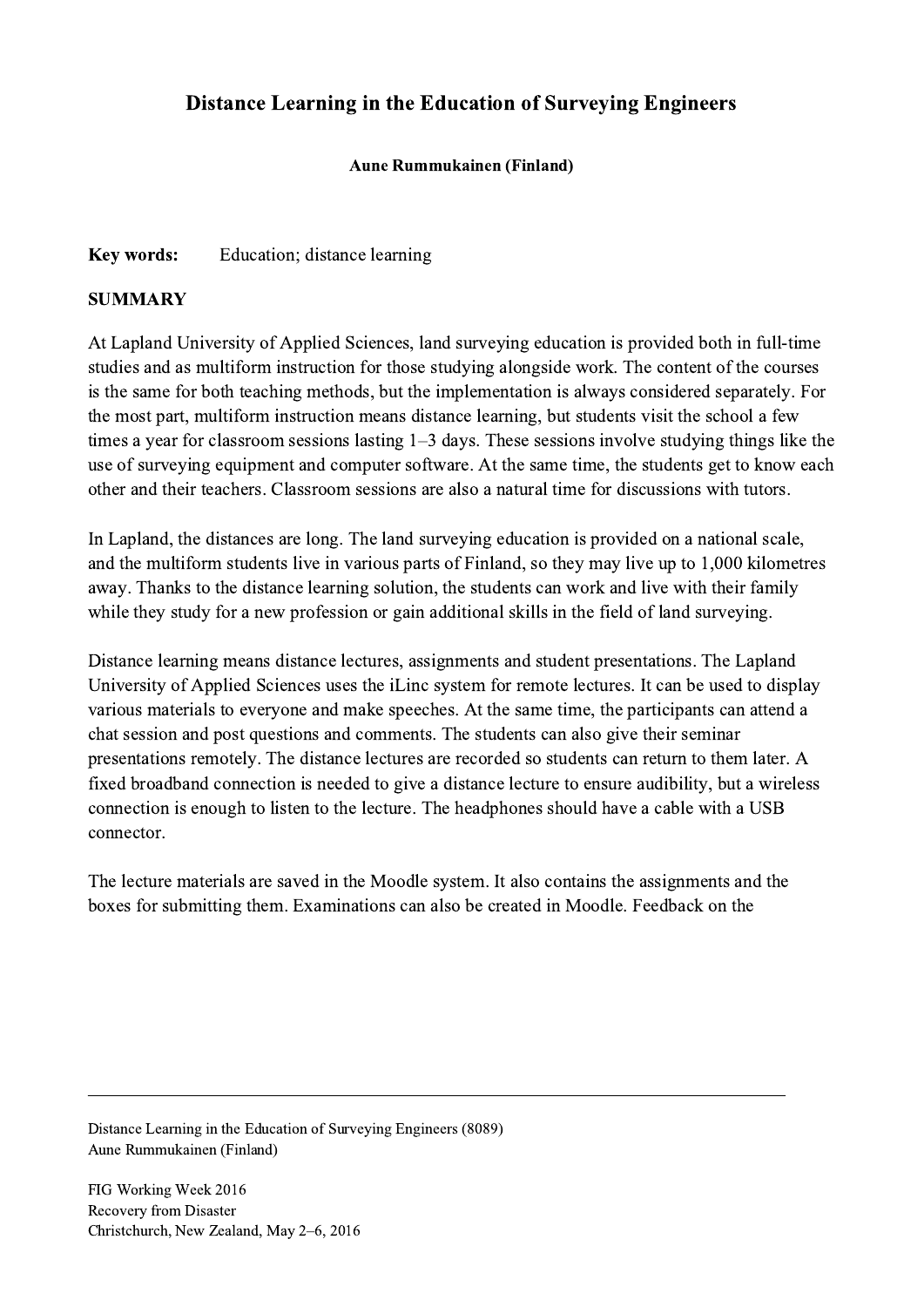# Distance Learning in the Education of Surveying Engineers

**Aune Rummukainen (Finland)**

**Key words:** Education; distance learning

## SUMMARY

At Lapland University of Applied Sciences, land surveying education is provided both in full-time studies and as multiform instruction for those studying alongside work. The content of the courses is the same for both teaching methods, but the implementation is always considered separately. For the most part, multiform instruction means distance learning, but students visit the school a few times a year for classroom sessions lasting 1–3 days. These sessions involve studying things like the use of surveying equipment and computer software. At the same time, the students get to know each other and their teachers. Classroom sessions are also a natural time for discussions with tutors.

In Lapland, the distances are long. The land surveying education is provided on a national scale, and the multiform students live in various parts of Finland, so they may live up to 1,000 kilometres away. Thanks to the distance learning solution, the students can work and live with their family while they study for a new profession or gain additional skills in the field of land surveying.

Distance learning means distance lectures, assignments and student presentations. The Lapland University of Applied Sciences uses the iLinc system for remote lectures. It can be used to display various materials to everyone and make speeches. At the same time, the participants can attend a chat session and post questions and comments. The students can also give their seminar presentations remotely. The distance lectures are recorded so students can return to them later. A fixed broadband connection is needed to give a distance lecture to ensure audibility, but a wireless connection is enough to listen to the lecture. The headphones should have a cable with a USB connector.

The lecture materials are saved in the Moodle system. It also contains the assignments and the boxes for submitting them. Examinations can also be created in Moodle. Feedback on the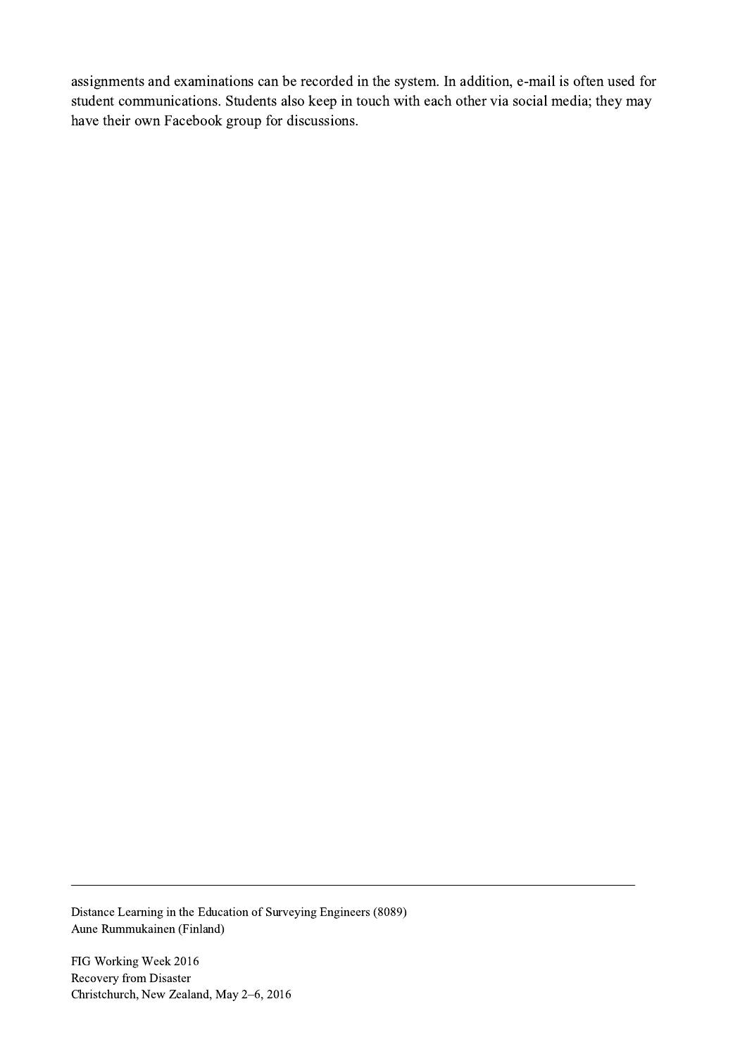assignments and examinations can be recorded in the system. In addition, e-mail is often used for student communications. Students also keep in touch with each other via social media; they may have their own Facebook group for discussions.